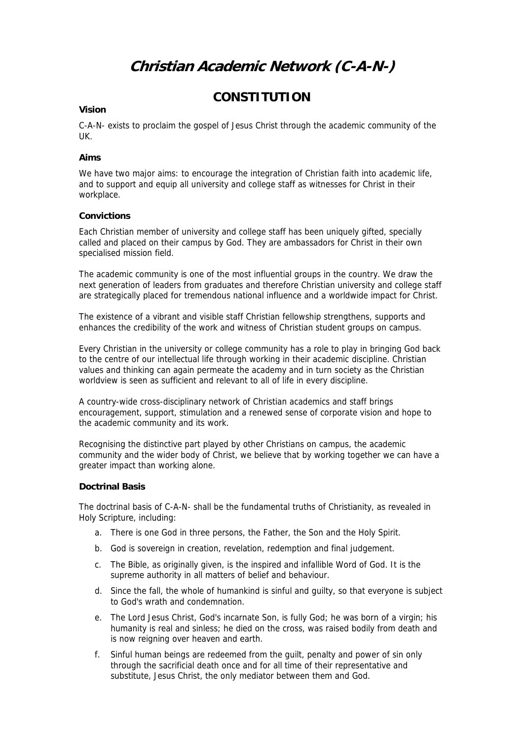# *Christian Academic Network (C-A-N-)*

## CONSTITUTION

### Vision

C-A-N- exists to proclaim the gospel of Jesus Christ through the academic community of the UK.

### Aims

We have two major aims: to encourage the integration of Christian faith into academic life, and to support and equip all university and college staff as witnesses for Christ in their workplace.

### Convictions

Each Christian member of university and college staff has been uniquely gifted, specially called and placed on their campus by God. They are ambassadors for Christ in their own specialised mission field.

The academic community is one of the most influential groups in the country. We draw the next generation of leaders from graduates and therefore Christian university and college staff are strategically placed for tremendous national influence and a worldwide impact for Christ.

The existence of a vibrant and visible staff Christian fellowship strengthens, supports and enhances the credibility of the work and witness of Christian student groups on campus.

Every Christian in the university or college community has a role to play in bringing God back to the centre of our intellectual life through working in their academic discipline. Christian values and thinking can again permeate the academy and in turn society as the Christian worldview is seen as sufficient and relevant to all of life in every discipline.

A country-wide cross-disciplinary network of Christian academics and staff brings encouragement, support, stimulation and a renewed sense of corporate vision and hope to the academic community and its work.

Recognising the distinctive part played by other Christians on campus, the academic community and the wider body of Christ, we believe that by working together we can have a greater impact than working alone.

### Doctrinal Basis

The doctrinal basis of C-A-N- shall be the fundamental truths of Christianity, as revealed in Holy Scripture, including:

a. There is one God in three persons, the Father, the Son and the Holy Spirit.

b. God is sovereign in creation, revelation, redemption and final judgement.

c. The Bible, as originally given, is the inspired and infallible Word of God. It is the supreme authority in all matters of belief and behaviour.

d. Since the fall, the whole of humankind is sinful and guilty, so that everyone is subject to God's wrath and condemnation.

e. The Lord Jesus Christ, God's incarnate Son, is fully God; he was born of a virgin; his humanity is real and sinless; he died on the cross, was raised bodily from death and is now reigning over heaven and earth.

f. Sinful human beings are redeemed from the guilt, penalty and power of sin only through the sacrificial death once and for all time of their representative and substitute, Jesus Christ, the only mediator between them and God.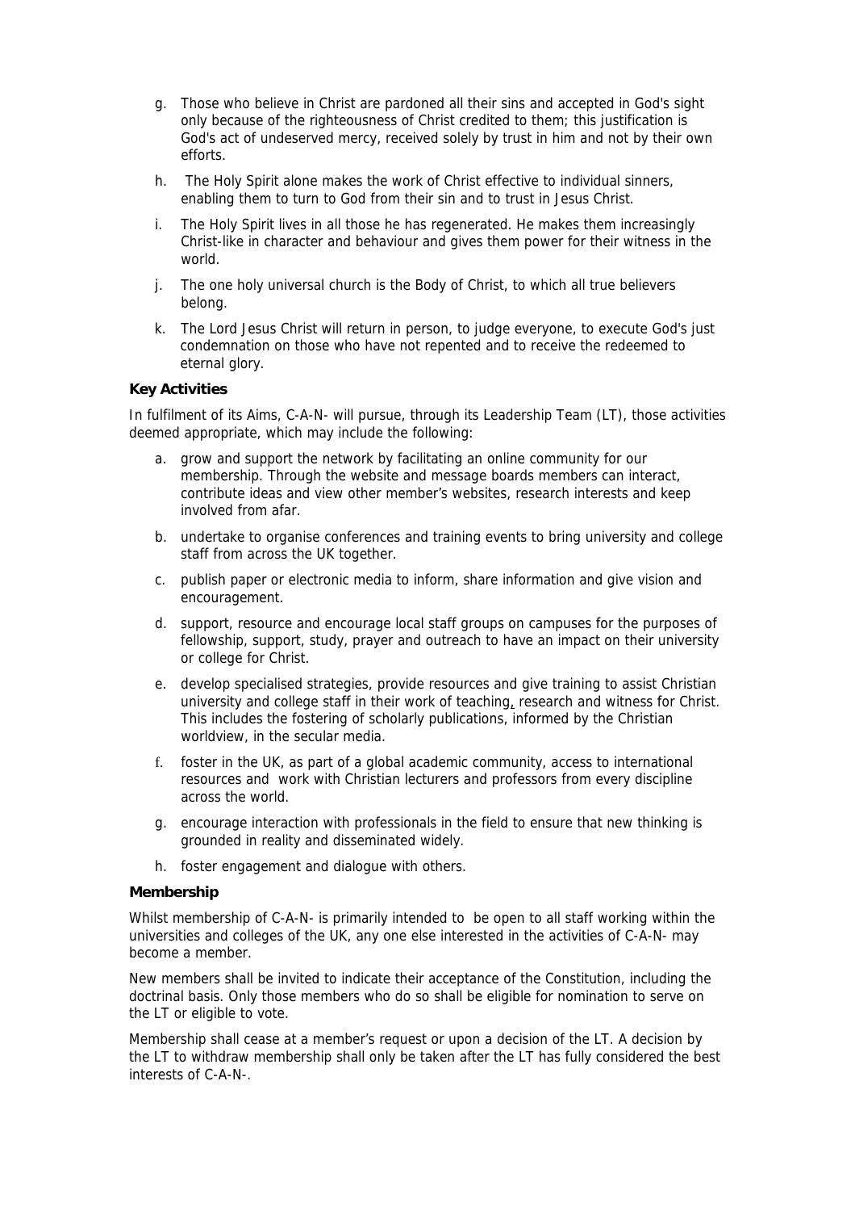g. Those who believe in Christ are pardoned all their sins and accepted in God's sight only because of the righteousness of Christ credited to them; this justification is God's act of undeserved mercy, received solely by trust in him and not by their own efforts.

h. The Holy Spirit alone makes the work of Christ effective to individual sinners, enabling them to turn to God from their sin and to trust in Jesus Christ.

i. The Holy Spirit lives in all those he has regenerated. He makes them increasingly Christ-like in character and behaviour and gives them power for their witness in the world.

j. The one holy universal church is the Body of Christ, to which all true believers belong.

k. The Lord Jesus Christ will return in person, to judge everyone, to execute God's just condemnation on those who have not repented and to receive the redeemed to eternal glory.

**Key Activities**

In fulfilment of its Aims, C-A-N- will pursue, through its Leadership Team (LT), those activities deemed appropriate, which may include the following:

a. grow and support the network by facilitating an online community for our membership. Through the website and message boards members can interact, contribute ideas and view other member's websites, research interests and keep involved from afar.

b. undertake to organise conferences and training events to bring university and college staff from across the UK together.

c. publish paper or electronic media to inform, share information and give vision and encouragement.

d. support, resource and encourage local staff groups on campuses for the purposes of fellowship, support, study, prayer and outreach to have an impact on their university or college for Christ.

e. develop specialised strategies, provide resources and give training to assist Christian university and college staff in their work of teaching, research and witness for Christ. This includes the fostering of scholarly publications, informed by the Christian worldview, in the secular media.

f. foster in the UK, as part of a global academic community, access to international resources and work with Christian lecturers and professors from every discipline across the world.

g. encourage interaction with professionals in the field to ensure that new thinking is grounded in reality and disseminated widely.

h. foster engagement and dialogue with others.

**Membership**

Whilst membership of C-A-N- is primarily intended to be open to all staff working within the universities and colleges of the UK, any one else interested in the activities of C-A-N- may become a member.

New members shall be invited to indicate their acceptance of the Constitution, including the doctrinal basis. Only those members who do so shall be eligible for nomination to serve on the LT or eligible to vote.

Membership shall cease at a member's request or upon a decision of the LT. A decision by the LT to withdraw membership shall only be taken after the LT has fully considered the best interests of C-A-N-.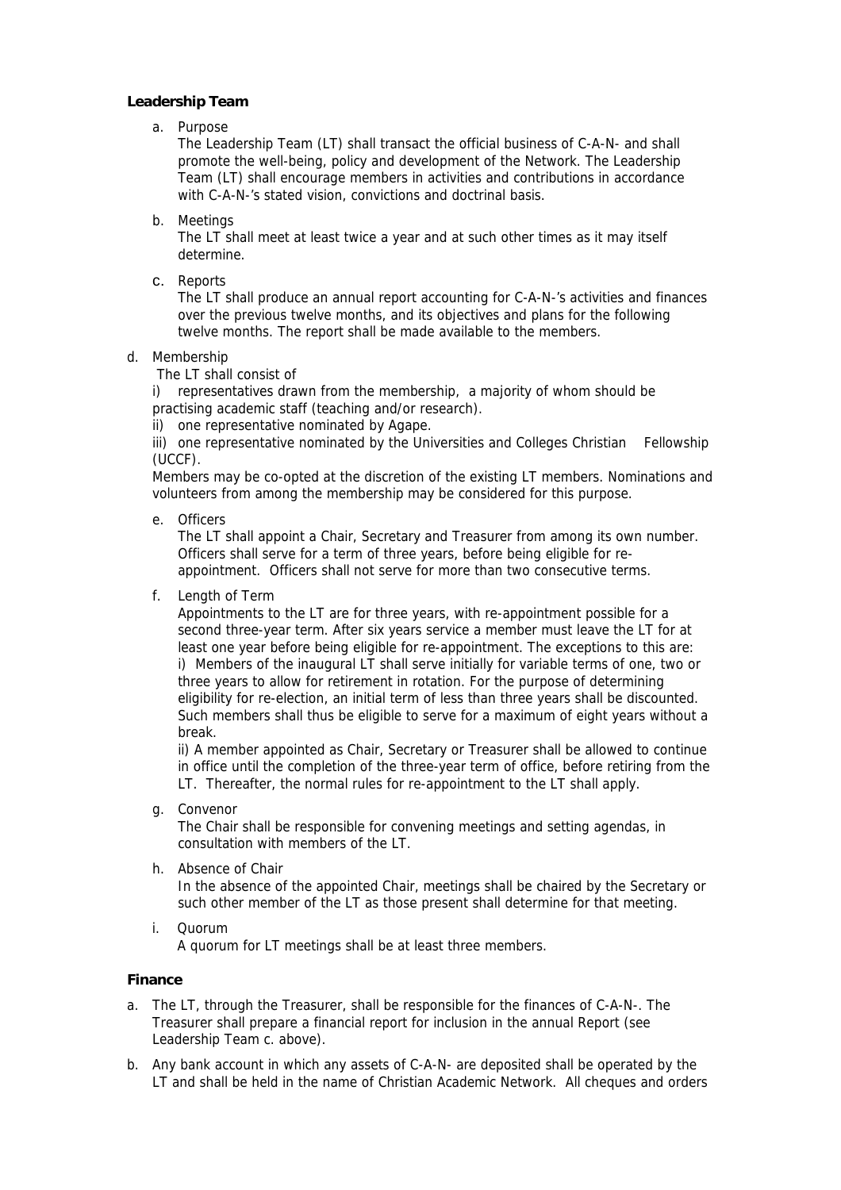**Leadership Team**

a. Purpose

The Leadership Team (LT) shall transact the official business of C-A-N- and shall promote the well-being, policy and development of the Network. The Leadership Team (LT) shall encourage members in activities and contributions in accordance with C-A-N-'s stated vision, convictions and doctrinal basis.

b. Meetings

The LT shall meet at least twice a year and at such other times as it may itself determine.

c. Reports

The LT shall produce an annual report accounting for C-A-N-'s activities and finances over the previous twelve months, and its objectives and plans for the following twelve months. The report shall be made available to the members.

d. Membership

The LT shall consist of

i) representatives drawn from the membership, a majority of whom should be practising academic staff (teaching and/or research).

ii) one representative nominated by Agape.

iii) one representative nominated by the Universities and Colleges Christian Fellowship (UCCF).

Members may be co-opted at the discretion of the existing LT members. Nominations and volunteers from among the membership may be considered for this purpose.

e. Officers

The LT shall appoint a Chair, Secretary and Treasurer from among its own number. Officers shall serve for a term of three years, before being eligible for re-appointment. Officers shall not serve for more than two consecutive terms.

f. Length of Term

Appointments to the LT are for three years, with re-appointment possible for a second three-year term. After six years service a member must leave the LT for at least one year before being eligible for re-appointment. The exceptions to this are:

i) Members of the inaugural LT shall serve initially for variable terms of one, two or three years to allow for retirement in rotation. For the purpose of determining eligibility for re-election, an initial term of less than three years shall be discounted. Such members shall thus be eligible to serve for a maximum of eight years without a break.

ii) A member appointed as Chair, Secretary or Treasurer shall be allowed to continue in office until the completion of the three-year term of office, before retiring from the LT. Thereafter, the normal rules for re-appointment to the LT shall apply.

g. Convenor

The Chair shall be responsible for convening meetings and setting agendas, in consultation with members of the LT.

h. Absence of Chair

In the absence of the appointed Chair, meetings shall be chaired by the Secretary or such other member of the LT as those present shall determine for that meeting.

i. Quorum

A quorum for LT meetings shall be at least three members.

**Finance**

a. The LT, through the Treasurer, shall be responsible for the finances of C-A-N-. The Treasurer shall prepare a financial report for inclusion in the annual Report (see Leadership Team c. above).

b. Any bank account in which any assets of C-A-N- are deposited shall be operated by the LT and shall be held in the name of Christian Academic Network. All cheques and orders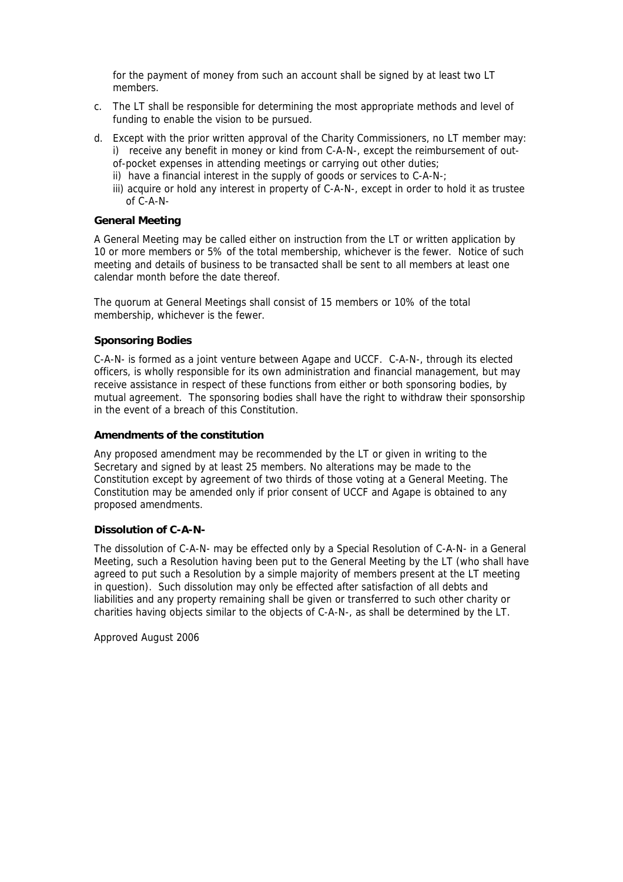for the payment of money from such an account shall be signed by at least two LT members.

c. The LT shall be responsible for determining the most appropriate methods and level of funding to enable the vision to be pursued.

d. Except with the prior written approval of the Charity Commissioners, no LT member may:
   i) receive any benefit in money or kind from C-A-N-, except the reimbursement of out-of-pocket expenses in attending meetings or carrying out other duties;
   ii) have a financial interest in the supply of goods or services to C-A-N-;
   iii) acquire or hold any interest in property of C-A-N-, except in order to hold it as trustee of C-A-N-

**General Meeting**

A General Meeting may be called either on instruction from the LT or written application by 10 or more members or 5% of the total membership, whichever is the fewer. Notice of such meeting and details of business to be transacted shall be sent to all members at least one calendar month before the date thereof.

The quorum at General Meetings shall consist of 15 members or 10% of the total membership, whichever is the fewer.

**Sponsoring Bodies**

C-A-N- is formed as a joint venture between Agape and UCCF. C-A-N-, through its elected officers, is wholly responsible for its own administration and financial management, but may receive assistance in respect of these functions from either or both sponsoring bodies, by mutual agreement. The sponsoring bodies shall have the right to withdraw their sponsorship in the event of a breach of this Constitution.

**Amendments of the constitution**

Any proposed amendment may be recommended by the LT or given in writing to the Secretary and signed by at least 25 members. No alterations may be made to the Constitution except by agreement of two thirds of those voting at a General Meeting. The Constitution may be amended only if prior consent of UCCF and Agape is obtained to any proposed amendments.

**Dissolution of C-A-N-**

The dissolution of C-A-N- may be effected only by a Special Resolution of C-A-N- in a General Meeting, such a Resolution having been put to the General Meeting by the LT (who shall have agreed to put such a Resolution by a simple majority of members present at the LT meeting in question). Such dissolution may only be effected after satisfaction of all debts and liabilities and any property remaining shall be given or transferred to such other charity or charities having objects similar to the objects of C-A-N-, as shall be determined by the LT.

Approved August 2006